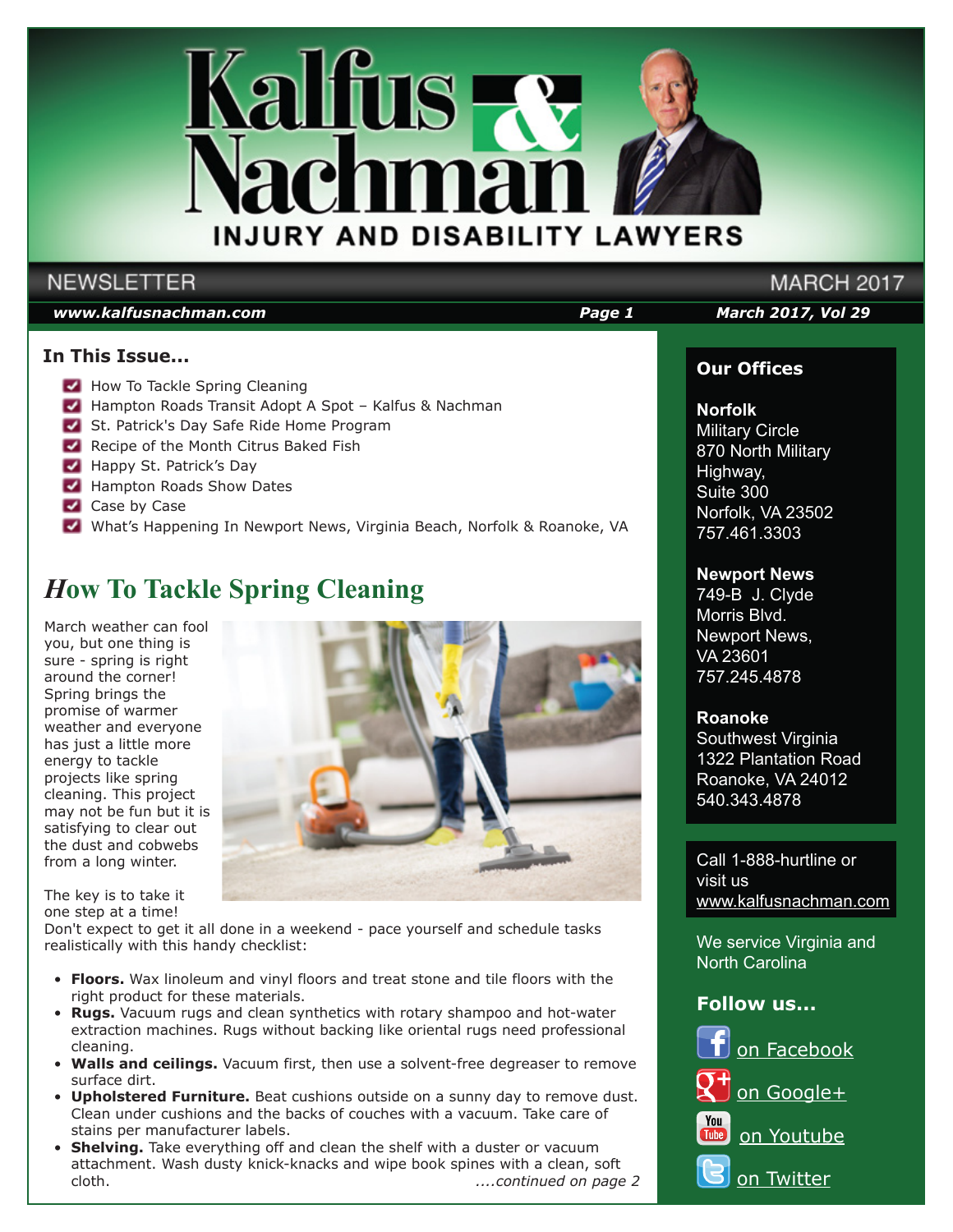# Kalfus & Nachman

INJURY AND DISABILITY LAWYERS

NEWSLETTER — MARCH 2017

www.kalfusnachman.com

## In This Issue...

- How To Tackle Spring Cleaning
- Hampton Roads Transit Adopt A Spot – Kalfus & Nachman
- St. Patrick's Day Safe Ride Home Program
- Recipe of the Month Citrus Baked Fish
- Happy St. Patrick's Day
- Hampton Roads Show Dates
- Case by Case
- What's Happening In Newport News, Virginia Beach, Norfolk & Roanoke, VA

## How To Tackle Spring Cleaning

March weather can fool you, but one thing is sure - spring is right around the corner! Spring brings the promise of warmer weather and everyone has just a little more energy to tackle projects like spring cleaning. This project may not be fun but it is satisfying to clear out the dust and cobwebs from a long winter.

The key is to take it one step at a time! Don't expect to get it all done in a weekend - pace yourself and schedule tasks realistically with this handy checklist:

- **Floors.** Wax linoleum and vinyl floors and treat stone and tile floors with the right product for these materials.
- **Rugs.** Vacuum rugs and clean synthetics with rotary shampoo and hot-water extraction machines. Rugs without backing like oriental rugs need professional cleaning.
- **Walls and ceilings.** Vacuum first, then use a solvent-free degreaser to remove surface dirt.
- **Upholstered Furniture.** Beat cushions outside on a sunny day to remove dust. Clean under cushions and the backs of couches with a vacuum. Take care of stains per manufacturer labels.
- **Shelving.** Take everything off and clean the shelf with a duster or vacuum attachment. Wash dusty knick-knacks and wipe book spines with a clean, soft cloth.

*....continued on page 2*

### Our Offices

**Norfolk**
Military Circle
870 North Military Highway,
Suite 300
Norfolk, VA 23502
757.461.3303

**Newport News**
749-B J. Clyde Morris Blvd.
Newport News, VA 23601
757.245.4878

**Roanoke**
Southwest Virginia
1322 Plantation Road
Roanoke, VA 24012
540.343.4878

Call 1-888-hurtline or visit us www.kalfusnachman.com

We service Virginia and North Carolina

### Follow us...

- on Facebook
- on Google+
- on Youtube
- on Twitter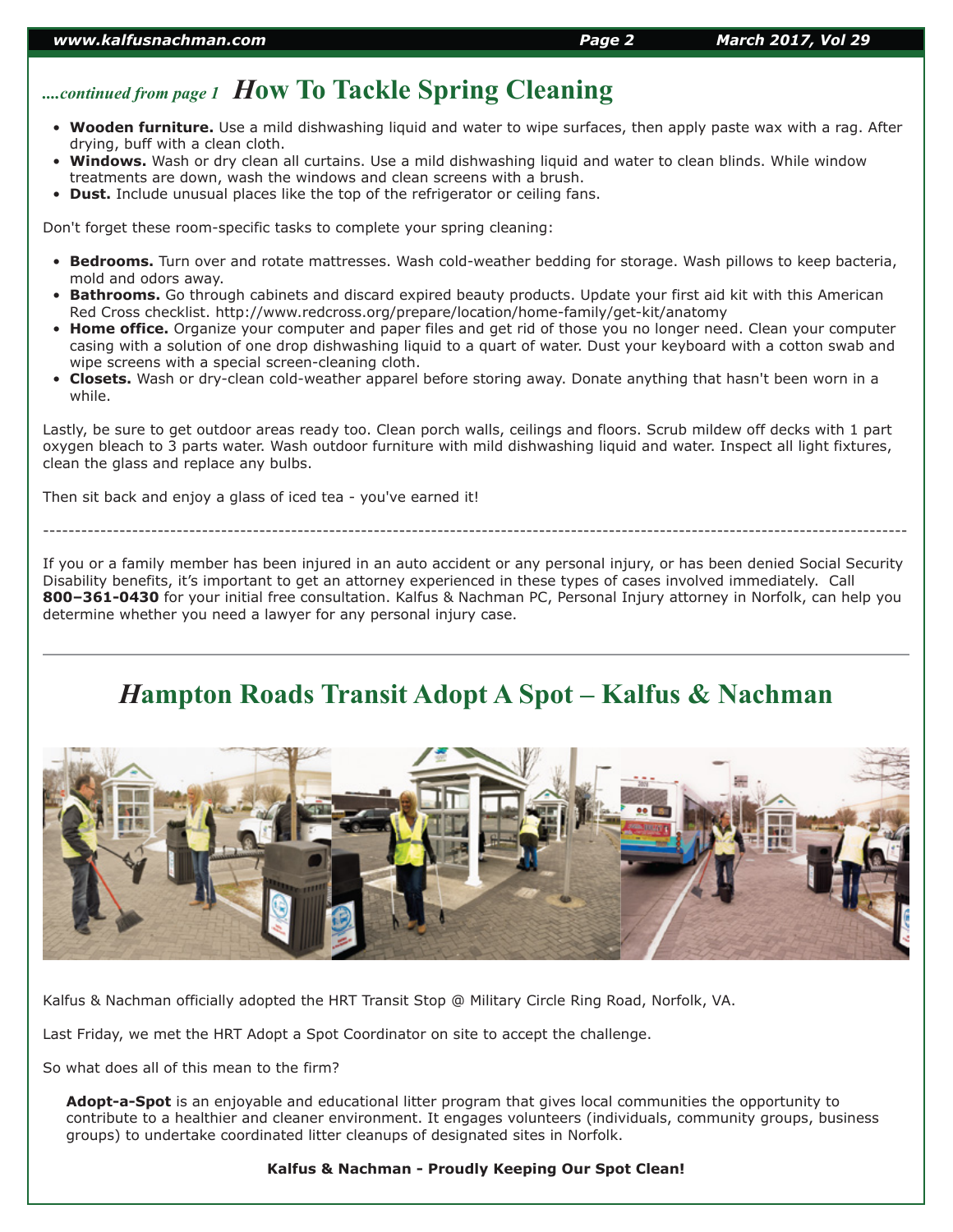## *....continued from page 1* How To Tackle Spring Cleaning

- **Wooden furniture.** Use a mild dishwashing liquid and water to wipe surfaces, then apply paste wax with a rag. After drying, buff with a clean cloth.
- **Windows.** Wash or dry clean all curtains. Use a mild dishwashing liquid and water to clean blinds. While window treatments are down, wash the windows and clean screens with a brush.
- **Dust.** Include unusual places like the top of the refrigerator or ceiling fans.

Don't forget these room-specific tasks to complete your spring cleaning:

- **Bedrooms.** Turn over and rotate mattresses. Wash cold-weather bedding for storage. Wash pillows to keep bacteria, mold and odors away.
- **Bathrooms.** Go through cabinets and discard expired beauty products. Update your first aid kit with this American Red Cross checklist. http://www.redcross.org/prepare/location/home-family/get-kit/anatomy
- **Home office.** Organize your computer and paper files and get rid of those you no longer need. Clean your computer casing with a solution of one drop dishwashing liquid to a quart of water. Dust your keyboard with a cotton swab and wipe screens with a special screen-cleaning cloth.
- **Closets.** Wash or dry-clean cold-weather apparel before storing away. Donate anything that hasn't been worn in a while.

Lastly, be sure to get outdoor areas ready too. Clean porch walls, ceilings and floors. Scrub mildew off decks with 1 part oxygen bleach to 3 parts water. Wash outdoor furniture with mild dishwashing liquid and water. Inspect all light fixtures, clean the glass and replace any bulbs.

Then sit back and enjoy a glass of iced tea - you've earned it!

---

If you or a family member has been injured in an auto accident or any personal injury, or has been denied Social Security Disability benefits, it's important to get an attorney experienced in these types of cases involved immediately. Call **800–361-0430** for your initial free consultation. Kalfus & Nachman PC, Personal Injury attorney in Norfolk, can help you determine whether you need a lawyer for any personal injury case.

---

## Hampton Roads Transit Adopt A Spot – Kalfus & Nachman

Kalfus & Nachman officially adopted the HRT Transit Stop @ Military Circle Ring Road, Norfolk, VA.

Last Friday, we met the HRT Adopt a Spot Coordinator on site to accept the challenge.

So what does all of this mean to the firm?

**Adopt-a-Spot** is an enjoyable and educational litter program that gives local communities the opportunity to contribute to a healthier and cleaner environment. It engages volunteers (individuals, community groups, business groups) to undertake coordinated litter cleanups of designated sites in Norfolk.

**Kalfus & Nachman - Proudly Keeping Our Spot Clean!**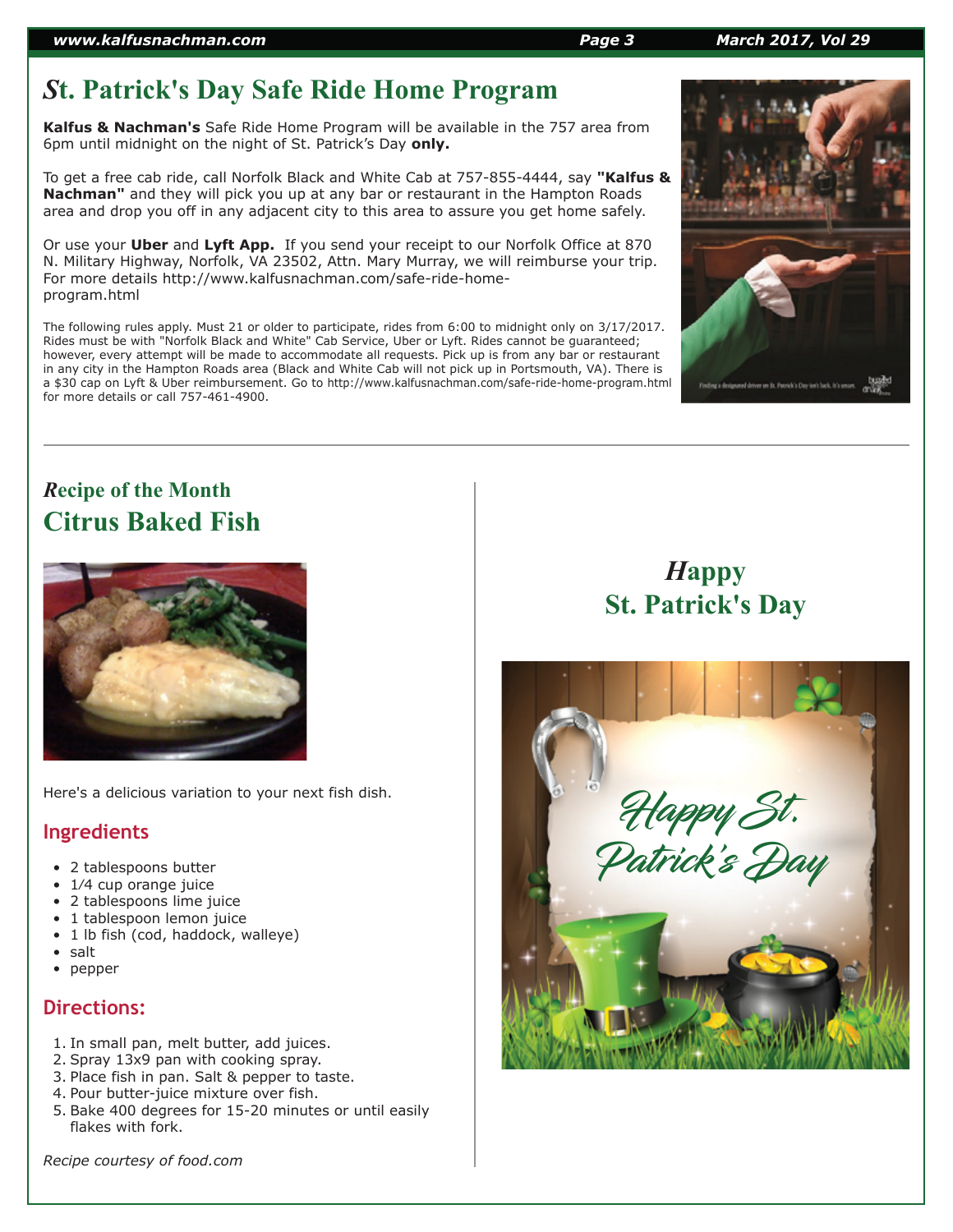# St. Patrick's Day Safe Ride Home Program

**Kalfus & Nachman's** Safe Ride Home Program will be available in the 757 area from 6pm until midnight on the night of St. Patrick's Day **only.**

To get a free cab ride, call Norfolk Black and White Cab at 757-855-4444, say **"Kalfus & Nachman"** and they will pick you up at any bar or restaurant in the Hampton Roads area and drop you off in any adjacent city to this area to assure you get home safely.

Or use your **Uber** and **Lyft App.** If you send your receipt to our Norfolk Office at 870 N. Military Highway, Norfolk, VA 23502, Attn. Mary Murray, we will reimburse your trip. For more details http://www.kalfusnachman.com/safe-ride-home-program.html

The following rules apply. Must 21 or older to participate, rides from 6:00 to midnight only on 3/17/2017. Rides must be with "Norfolk Black and White" Cab Service, Uber or Lyft. Rides cannot be guaranteed; however, every attempt will be made to accommodate all requests. Pick up is from any bar or restaurant in any city in the Hampton Roads area (Black and White Cab will not pick up in Portsmouth, VA). There is a $30 cap on Lyft & Uber reimbursement. Go to http://www.kalfusnachman.com/safe-ride-home-program.html for more details or call 757-461-4900.

---

### Recipe of the Month

## Citrus Baked Fish

Here's a delicious variation to your next fish dish.

### Ingredients

- 2 tablespoons butter
- 1/4 cup orange juice
- 2 tablespoons lime juice
- 1 tablespoon lemon juice
- 1 lb fish (cod, haddock, walleye)
- salt
- pepper

### Directions:

1. In small pan, melt butter, add juices.
2. Spray 13x9 pan with cooking spray.
3. Place fish in pan. Salt & pepper to taste.
4. Pour butter-juice mixture over fish.
5. Bake 400 degrees for 15-20 minutes or until easily flakes with fork.

*Recipe courtesy of food.com*

## Happy St. Patrick's Day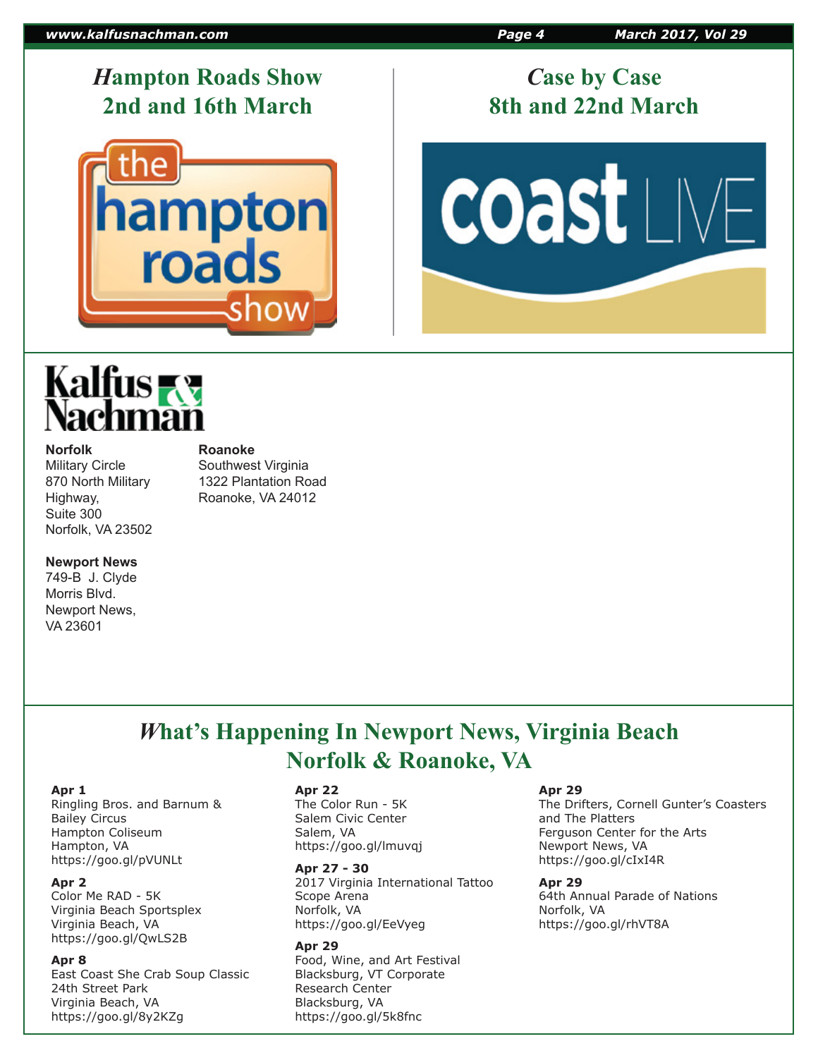## *H*ampton Roads Show 2nd and 16th March

## *C*ase by Case 8th and 22nd March

**Norfolk**
Military Circle
870 North Military Highway,
Suite 300
Norfolk, VA 23502

**Roanoke**
Southwest Virginia
1322 Plantation Road
Roanoke, VA 24012

**Newport News**
749-B J. Clyde Morris Blvd.
Newport News, VA 23601

## *W*hat's Happening In Newport News, Virginia Beach Norfolk & Roanoke, VA

**Apr 1**
Ringling Bros. and Barnum & Bailey Circus
Hampton Coliseum
Hampton, VA
https://goo.gl/pVUNLt

**Apr 2**
Color Me RAD - 5K
Virginia Beach Sportsplex
Virginia Beach, VA
https://goo.gl/QwLS2B

**Apr 8**
East Coast She Crab Soup Classic
24th Street Park
Virginia Beach, VA
https://goo.gl/8y2KZg

**Apr 22**
The Color Run - 5K
Salem Civic Center
Salem, VA
https://goo.gl/lmuvqj

**Apr 27 - 30**
2017 Virginia International Tattoo
Scope Arena
Norfolk, VA
https://goo.gl/EeVyeg

**Apr 29**
Food, Wine, and Art Festival
Blacksburg, VT Corporate Research Center
Blacksburg, VA
https://goo.gl/5k8fnc

**Apr 29**
The Drifters, Cornell Gunter's Coasters and The Platters
Ferguson Center for the Arts
Newport News, VA
https://goo.gl/cIxI4R

**Apr 29**
64th Annual Parade of Nations
Norfolk, VA
https://goo.gl/rhVT8A